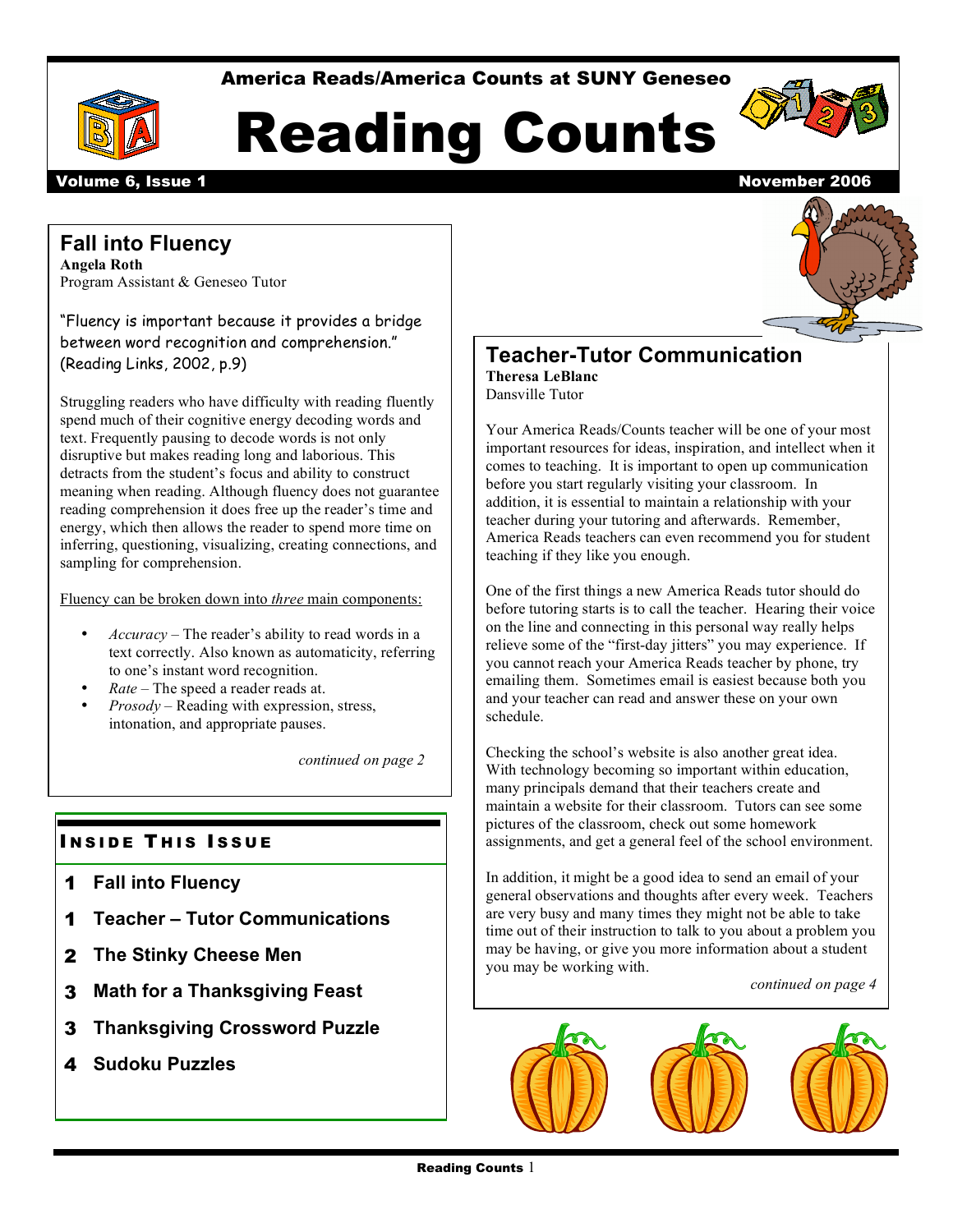America Reads/America Counts at SUNY Geneseo

# Reading Counts

Volume 6, Issue 1 — November 2006

## Fall into Fluency

**Angela Roth**
Program Assistant & Geneseo Tutor

"Fluency is important because it provides a bridge between word recognition and comprehension." (Reading Links, 2002, p.9)

Struggling readers who have difficulty with reading fluently spend much of their cognitive energy decoding words and text. Frequently pausing to decode words is not only disruptive but makes reading long and laborious. This detracts from the student's focus and ability to construct meaning when reading. Although fluency does not guarantee reading comprehension it does free up the reader's time and energy, which then allows the reader to spend more time on inferring, questioning, visualizing, creating connections, and sampling for comprehension.

Fluency can be broken down into *three* main components:

- *Accuracy* – The reader's ability to read words in a text correctly. Also known as automaticity, referring to one's instant word recognition.
- *Rate* – The speed a reader reads at.
- *Prosody* – Reading with expression, stress, intonation, and appropriate pauses.

*continued on page 2*

### Inside This Issue

- 1 Fall into Fluency
- 1 Teacher – Tutor Communications
- 2 The Stinky Cheese Men
- 3 Math for a Thanksgiving Feast
- 3 Thanksgiving Crossword Puzzle
- 4 Sudoku Puzzles

## Teacher-Tutor Communication

**Theresa LeBlanc**
Dansville Tutor

Your America Reads/Counts teacher will be one of your most important resources for ideas, inspiration, and intellect when it comes to teaching. It is important to open up communication before you start regularly visiting your classroom. In addition, it is essential to maintain a relationship with your teacher during your tutoring and afterwards. Remember, America Reads teachers can even recommend you for student teaching if they like you enough.

One of the first things a new America Reads tutor should do before tutoring starts is to call the teacher. Hearing their voice on the line and connecting in this personal way really helps relieve some of the "first-day jitters" you may experience. If you cannot reach your America Reads teacher by phone, try emailing them. Sometimes email is easiest because both you and your teacher can read and answer these on your own schedule.

Checking the school's website is also another great idea. With technology becoming so important within education, many principals demand that their teachers create and maintain a website for their classroom. Tutors can see some pictures of the classroom, check out some homework assignments, and get a general feel of the school environment.

In addition, it might be a good idea to send an email of your general observations and thoughts after every week. Teachers are very busy and many times they might not be able to take time out of their instruction to talk to you about a problem you may be having, or give you more information about a student you may be working with.

*continued on page 4*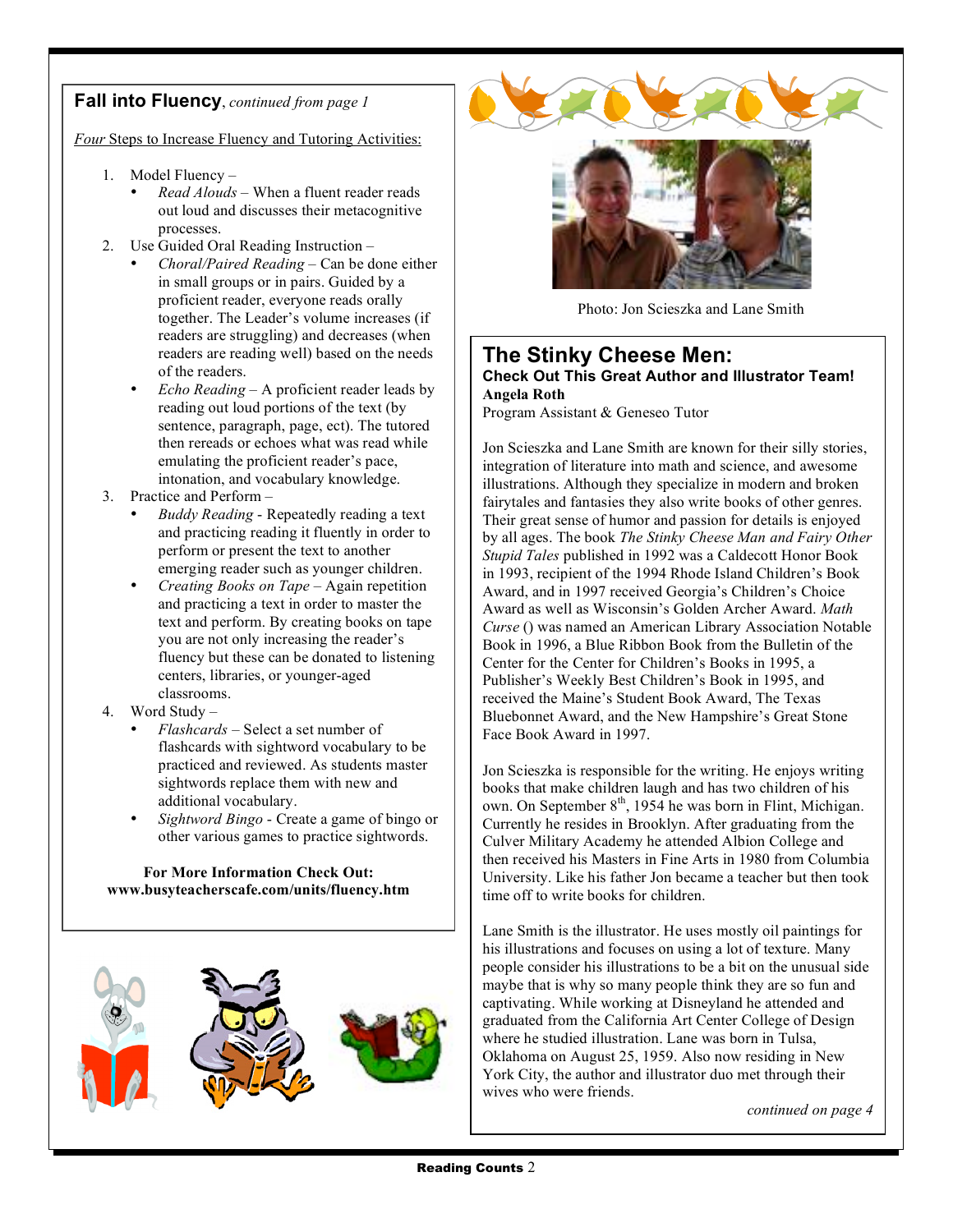## **Fall into Fluency**, *continued from page 1*

*Four* Steps to Increase Fluency and Tutoring Activities:

1. Model Fluency –
   - *Read Alouds* – When a fluent reader reads out loud and discusses their metacognitive processes.
2. Use Guided Oral Reading Instruction –
   - *Choral/Paired Reading* – Can be done either in small groups or in pairs. Guided by a proficient reader, everyone reads orally together. The Leader's volume increases (if readers are struggling) and decreases (when readers are reading well) based on the needs of the readers.
   - *Echo Reading* – A proficient reader leads by reading out loud portions of the text (by sentence, paragraph, page, ect). The tutored then rereads or echoes what was read while emulating the proficient reader's pace, intonation, and vocabulary knowledge.
3. Practice and Perform –
   - *Buddy Reading* - Repeatedly reading a text and practicing reading it fluently in order to perform or present the text to another emerging reader such as younger children.
   - *Creating Books on Tape* – Again repetition and practicing a text in order to master the text and perform. By creating books on tape you are not only increasing the reader's fluency but these can be donated to listening centers, libraries, or younger-aged classrooms.
4. Word Study –
   - *Flashcards* – Select a set number of flashcards with sightword vocabulary to be practiced and reviewed. As students master sightwords replace them with new and additional vocabulary.
   - *Sightword Bingo* - Create a game of bingo or other various games to practice sightwords.

**For More Information Check Out:**
**www.busyteacherscafe.com/units/fluency.htm**

Photo: Jon Scieszka and Lane Smith

## The Stinky Cheese Men:

**Check Out This Great Author and Illustrator Team!**

**Angela Roth**
Program Assistant & Geneseo Tutor

Jon Scieszka and Lane Smith are known for their silly stories, integration of literature into math and science, and awesome illustrations. Although they specialize in modern and broken fairytales and fantasies they also write books of other genres. Their great sense of humor and passion for details is enjoyed by all ages. The book *The Stinky Cheese Man and Fairy Other Stupid Tales* published in 1992 was a Caldecott Honor Book in 1993, recipient of the 1994 Rhode Island Children's Book Award, and in 1997 received Georgia's Children's Choice Award as well as Wisconsin's Golden Archer Award. *Math Curse* () was named an American Library Association Notable Book in 1996, a Blue Ribbon Book from the Bulletin of the Center for the Center for Children's Books in 1995, a Publisher's Weekly Best Children's Book in 1995, and received the Maine's Student Book Award, The Texas Bluebonnet Award, and the New Hampshire's Great Stone Face Book Award in 1997.

Jon Scieszka is responsible for the writing. He enjoys writing books that make children laugh and has two children of his own. On September 8th, 1954 he was born in Flint, Michigan. Currently he resides in Brooklyn. After graduating from the Culver Military Academy he attended Albion College and then received his Masters in Fine Arts in 1980 from Columbia University. Like his father Jon became a teacher but then took time off to write books for children.

Lane Smith is the illustrator. He uses mostly oil paintings for his illustrations and focuses on using a lot of texture. Many people consider his illustrations to be a bit on the unusual side maybe that is why so many people think they are so fun and captivating. While working at Disneyland he attended and graduated from the California Art Center College of Design where he studied illustration. Lane was born in Tulsa, Oklahoma on August 25, 1959. Also now residing in New York City, the author and illustrator duo met through their wives who were friends.

*continued on page 4*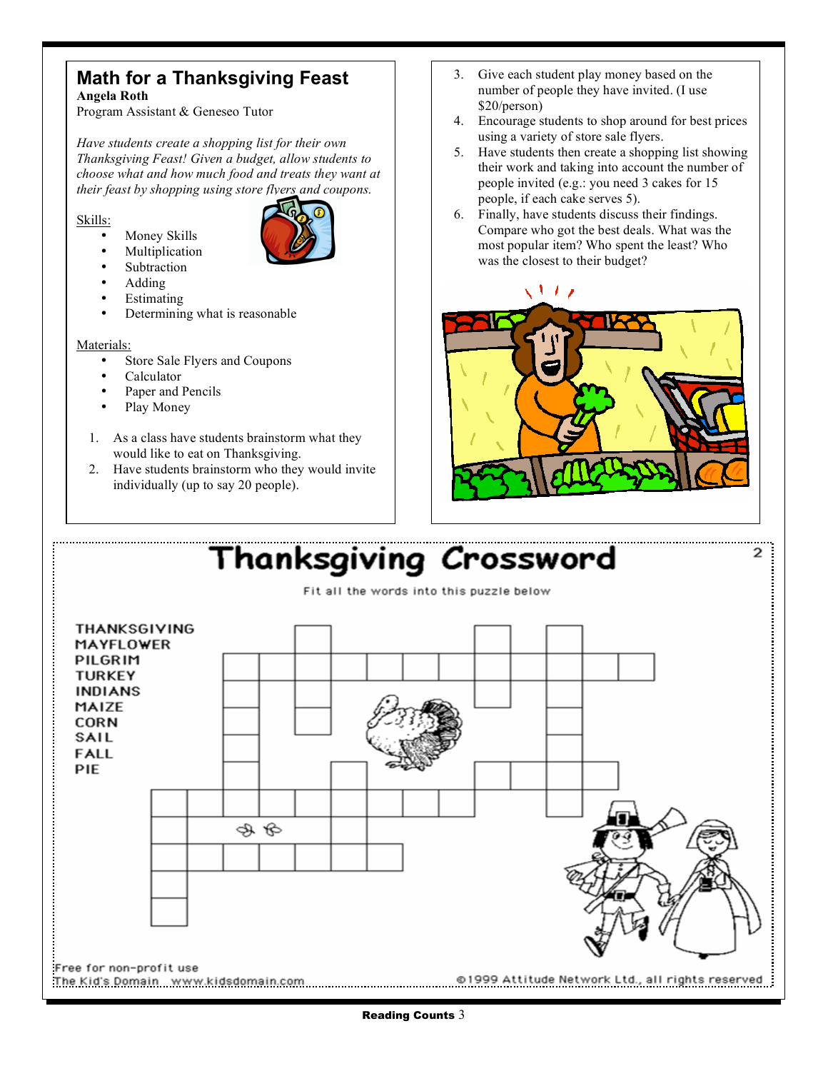## Math for a Thanksgiving Feast

**Angela Roth**
Program Assistant & Geneseo Tutor

*Have students create a shopping list for their own Thanksgiving Feast! Given a budget, allow students to choose what and how much food and treats they want at their feast by shopping using store flyers and coupons.*

Skills:

- Money Skills
- Multiplication
- Subtraction
- Adding
- Estimating
- Determining what is reasonable

Materials:

- Store Sale Flyers and Coupons
- Calculator
- Paper and Pencils
- Play Money

1. As a class have students brainstorm what they would like to eat on Thanksgiving.
2. Have students brainstorm who they would invite individually (up to say 20 people).
3. Give each student play money based on the number of people they have invited. (I use $20/person)
4. Encourage students to shop around for best prices using a variety of store sale flyers.
5. Have students then create a shopping list showing their work and taking into account the number of people invited (e.g.: you need 3 cakes for 15 people, if each cake serves 5).
6. Finally, have students discuss their findings. Compare who got the best deals. What was the most popular item? Who spent the least? Who was the closest to their budget?

## Thanksgiving Crossword

Fit all the words into this puzzle below

- THANKSGIVING
- MAYFLOWER
- PILGRIM
- TURKEY
- INDIANS
- MAIZE
- CORN
- SAIL
- FALL
- PIE

Free for non-profit use
The Kid's Domain www.kidsdomain.com

©1999 Attitude Network Ltd., all rights reserved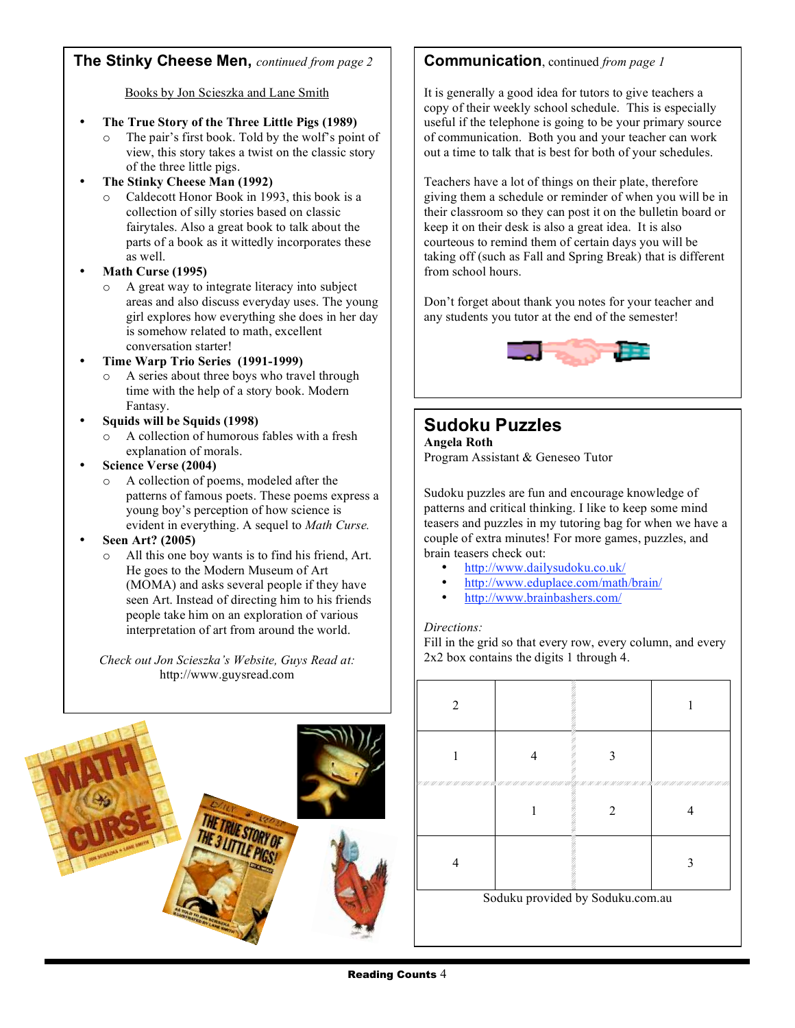## The Stinky Cheese Men, *continued from page 2*

Books by Jon Scieszka and Lane Smith

- **The True Story of the Three Little Pigs (1989)**
  - The pair's first book. Told by the wolf's point of view, this story takes a twist on the classic story of the three little pigs.
- **The Stinky Cheese Man (1992)**
  - Caldecott Honor Book in 1993, this book is a collection of silly stories based on classic fairytales. Also a great book to talk about the parts of a book as it wittedly incorporates these as well.
- **Math Curse (1995)**
  - A great way to integrate literacy into subject areas and also discuss everyday uses. The young girl explores how everything she does in her day is somehow related to math, excellent conversation starter!
- **Time Warp Trio Series (1991-1999)**
  - A series about three boys who travel through time with the help of a story book. Modern Fantasy.
- **Squids will be Squids (1998)**
  - A collection of humorous fables with a fresh explanation of morals.
- **Science Verse (2004)**
  - A collection of poems, modeled after the patterns of famous poets. These poems express a young boy's perception of how science is evident in everything. A sequel to *Math Curse.*
- **Seen Art? (2005)**
  - All this one boy wants is to find his friend, Art. He goes to the Modern Museum of Art (MOMA) and asks several people if they have seen Art. Instead of directing him to his friends people take him on an exploration of various interpretation of art from around the world.

*Check out Jon Scieszka's Website, Guys Read at:*
http://www.guysread.com

## Communication, continued *from page 1*

It is generally a good idea for tutors to give teachers a copy of their weekly school schedule. This is especially useful if the telephone is going to be your primary source of communication. Both you and your teacher can work out a time to talk that is best for both of your schedules.

Teachers have a lot of things on their plate, therefore giving them a schedule or reminder of when you will be in their classroom so they can post it on the bulletin board or keep it on their desk is also a great idea. It is also courteous to remind them of certain days you will be taking off (such as Fall and Spring Break) that is different from school hours.

Don't forget about thank you notes for your teacher and any students you tutor at the end of the semester!

## Sudoku Puzzles

**Angela Roth**
Program Assistant & Geneseo Tutor

Sudoku puzzles are fun and encourage knowledge of patterns and critical thinking. I like to keep some mind teasers and puzzles in my tutoring bag for when we have a couple of extra minutes! For more games, puzzles, and brain teasers check out:

- http://www.dailysudoku.co.uk/
- http://www.eduplace.com/math/brain/
- http://www.brainbashers.com/

*Directions:*
Fill in the grid so that every row, every column, and every 2x2 box contains the digits 1 through 4.

| | | | |
|---|---|---|---|
| 2 | | | 1 |
| 1 | 4 | 3 | |
| | 1 | 2 | 4 |
| 4 | | | 3 |

Soduku provided by Soduku.com.au